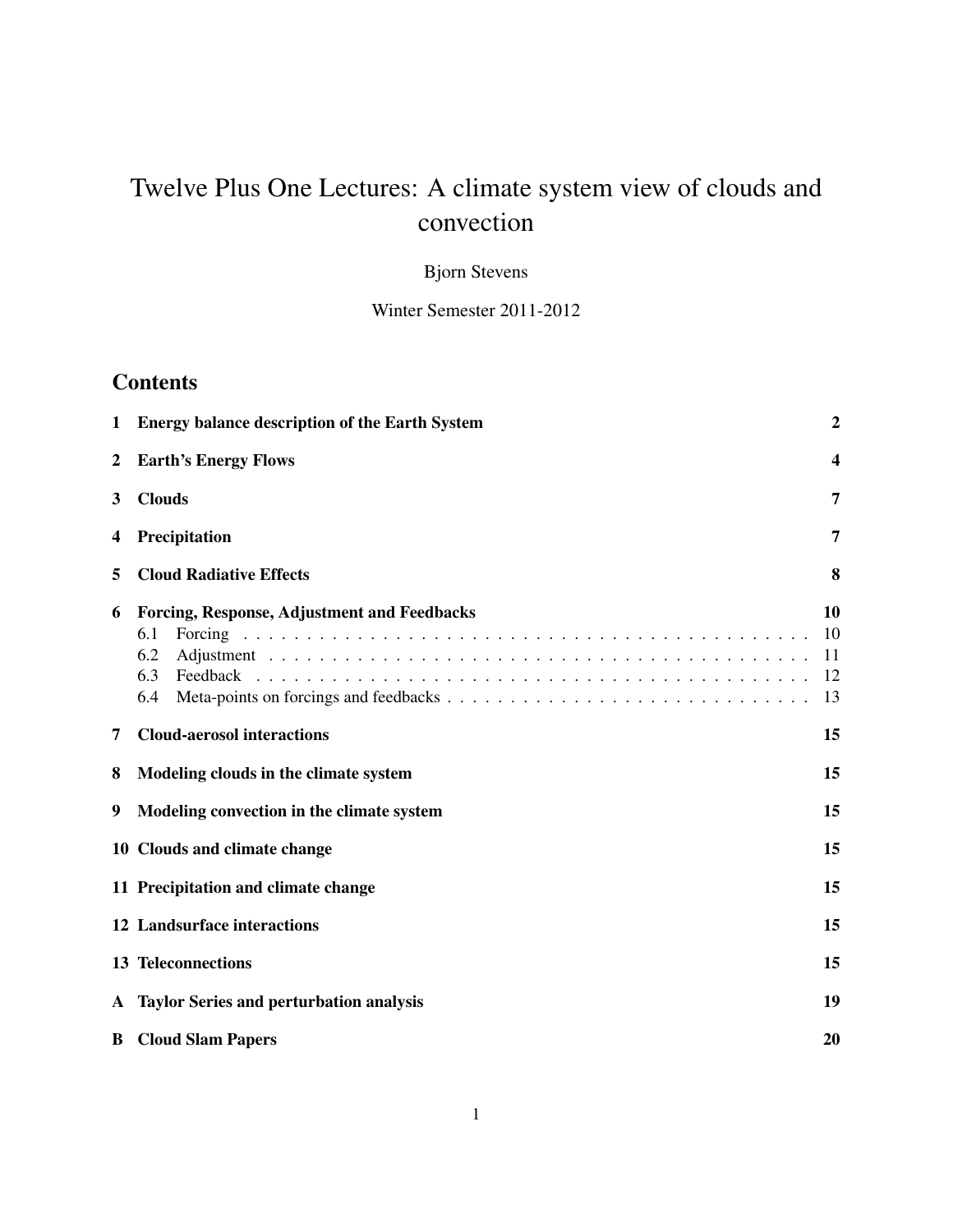# Twelve Plus One Lectures: A climate system view of clouds and convection

Bjorn Stevens

Winter Semester 2011-2012

## Contents

| | | |
|---|---|---|
| **1** | **Energy balance description of the Earth System** | **2** |
| **2** | **Earth's Energy Flows** | **4** |
| **3** | **Clouds** | **7** |
| **4** | **Precipitation** | **7** |
| **5** | **Cloud Radiative Effects** | **8** |
| **6** | **Forcing, Response, Adjustment and Feedbacks** | **10** |
| 6.1 | Forcing | 10 |
| 6.2 | Adjustment | 11 |
| 6.3 | Feedback | 12 |
| 6.4 | Meta-points on forcings and feedbacks | 13 |
| **7** | **Cloud-aerosol interactions** | **15** |
| **8** | **Modeling clouds in the climate system** | **15** |
| **9** | **Modeling convection in the climate system** | **15** |
| **10** | **Clouds and climate change** | **15** |
| **11** | **Precipitation and climate change** | **15** |
| **12** | **Landsurface interactions** | **15** |
| **13** | **Teleconnections** | **15** |
| **A** | **Taylor Series and perturbation analysis** | **19** |
| **B** | **Cloud Slam Papers** | **20** |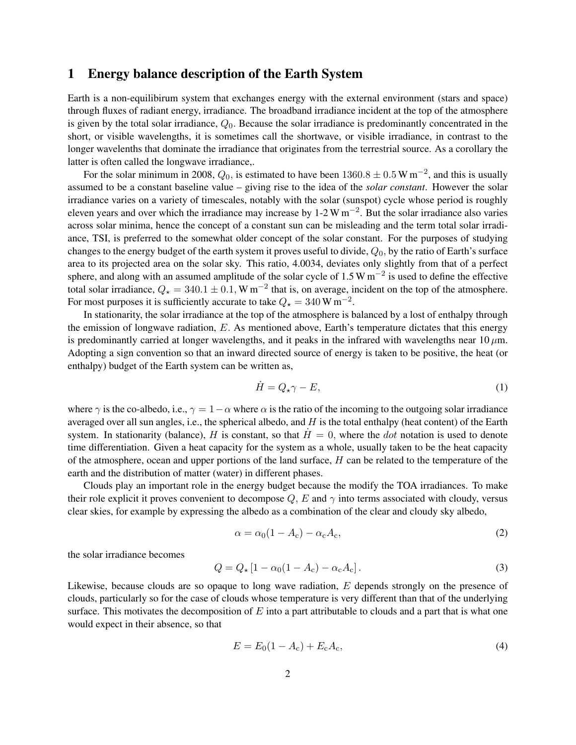# 1 Energy balance description of the Earth System

Earth is a non-equilibirum system that exchanges energy with the external environment (stars and space) through fluxes of radiant energy, irradiance. The broadband irradiance incident at the top of the atmosphere is given by the total solar irradiance, $Q_0$. Because the solar irradiance is predominantly concentrated in the short, or visible wavelengths, it is sometimes call the shortwave, or visible irradiance, in contrast to the longer wavelenths that dominate the irradiance that originates from the terrestrial source. As a corollary the latter is often called the longwave irradiance,.

For the solar minimum in 2008, $Q_0$, is estimated to have been $1360.8 \pm 0.5\,\mathrm{W\,m^{-2}}$, and this is usually assumed to be a constant baseline value – giving rise to the idea of the *solar constant*. However the solar irradiance varies on a variety of timescales, notably with the solar (sunspot) cycle whose period is roughly eleven years and over which the irradiance may increase by 1-2 $\mathrm{W\,m^{-2}}$. But the solar irradiance also varies across solar minima, hence the concept of a constant sun can be misleading and the term total solar irradiance, TSI, is preferred to the somewhat older concept of the solar constant. For the purposes of studying changes to the energy budget of the earth system it proves useful to divide, $Q_0$, by the ratio of Earth's surface area to its projected area on the solar sky. This ratio, 4.0034, deviates only slightly from that of a perfect sphere, and along with an assumed amplitude of the solar cycle of $1.5\,\mathrm{W\,m^{-2}}$ is used to define the effective total solar irradiance, $Q_\star = 340.1 \pm 0.1, \mathrm{W\,m^{-2}}$ that is, on average, incident on the top of the atmosphere. For most purposes it is sufficiently accurate to take $Q_\star = 340\,\mathrm{W\,m^{-2}}$.

In stationarity, the solar irradiance at the top of the atmosphere is balanced by a lost of enthalpy through the emission of longwave radiation, $E$. As mentioned above, Earth's temperature dictates that this energy is predominantly carried at longer wavelengths, and it peaks in the infrared with wavelengths near $10\,\mu$m. Adopting a sign convention so that an inward directed source of energy is taken to be positive, the heat (or enthalpy) budget of the Earth system can be written as,

$$\dot{H} = Q_\star \gamma - E, \tag{1}$$

where $\gamma$ is the co-albedo, i.e., $\gamma = 1 - \alpha$ where $\alpha$ is the ratio of the incoming to the outgoing solar irradiance averaged over all sun angles, i.e., the spherical albedo, and $H$ is the total enthalpy (heat content) of the Earth system. In stationarity (balance), $H$ is constant, so that $\dot{H} = 0$, where the *dot* notation is used to denote time differentiation. Given a heat capacity for the system as a whole, usually taken to be the heat capacity of the atmosphere, ocean and upper portions of the land surface, $H$ can be related to the temperature of the earth and the distribution of matter (water) in different phases.

Clouds play an important role in the energy budget because the modify the TOA irradiances. To make their role explicit it proves convenient to decompose $Q$, $E$ and $\gamma$ into terms associated with cloudy, versus clear skies, for example by expressing the albedo as a combination of the clear and cloudy sky albedo,

$$\alpha = \alpha_0(1 - A_\mathrm{c}) - \alpha_\mathrm{c} A_\mathrm{c}, \tag{2}$$

the solar irradiance becomes

$$Q = Q_\star \left[1 - \alpha_0(1 - A_\mathrm{c}) - \alpha_\mathrm{c} A_\mathrm{c}\right]. \tag{3}$$

Likewise, because clouds are so opaque to long wave radiation, $E$ depends strongly on the presence of clouds, particularly so for the case of clouds whose temperature is very different than that of the underlying surface. This motivates the decomposition of $E$ into a part attributable to clouds and a part that is what one would expect in their absence, so that

$$E = E_0(1 - A_\mathrm{c}) + E_\mathrm{c} A_\mathrm{c}, \tag{4}$$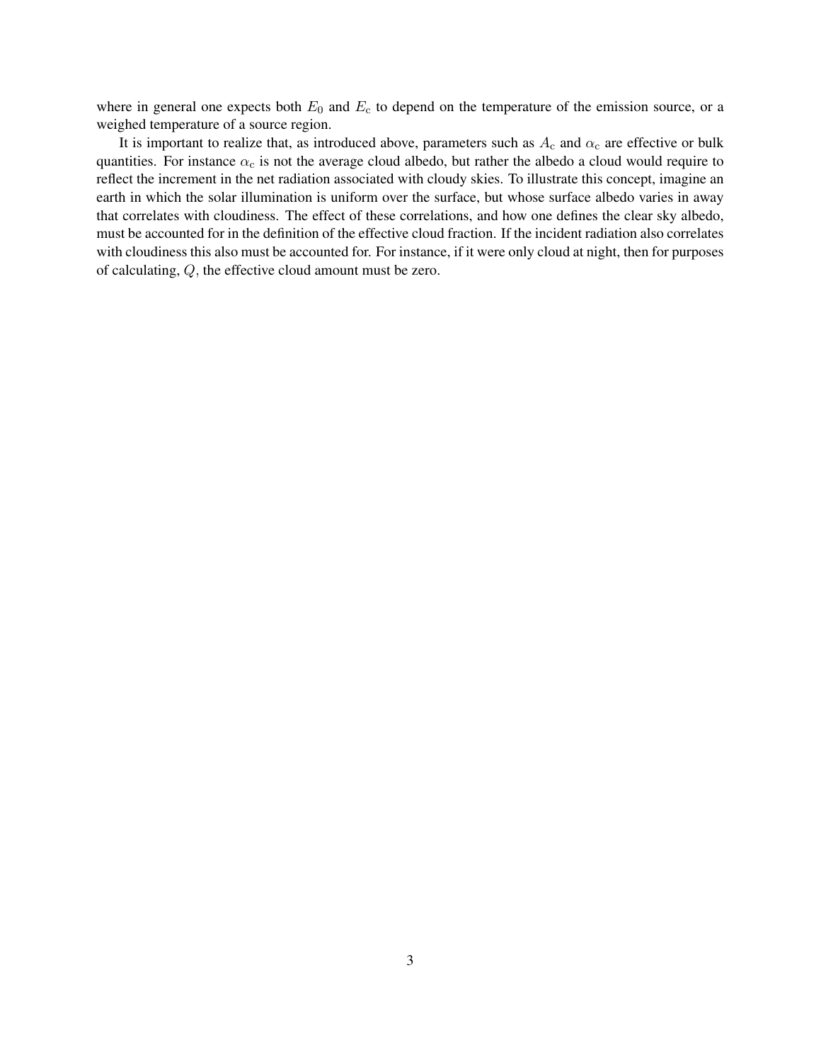where in general one expects both $E_0$ and $E_\mathrm{c}$ to depend on the temperature of the emission source, or a weighed temperature of a source region.

It is important to realize that, as introduced above, parameters such as $A_\mathrm{c}$ and $\alpha_\mathrm{c}$ are effective or bulk quantities. For instance $\alpha_\mathrm{c}$ is not the average cloud albedo, but rather the albedo a cloud would require to reflect the increment in the net radiation associated with cloudy skies. To illustrate this concept, imagine an earth in which the solar illumination is uniform over the surface, but whose surface albedo varies in away that correlates with cloudiness. The effect of these correlations, and how one defines the clear sky albedo, must be accounted for in the definition of the effective cloud fraction. If the incident radiation also correlates with cloudiness this also must be accounted for. For instance, if it were only cloud at night, then for purposes of calculating, $Q$, the effective cloud amount must be zero.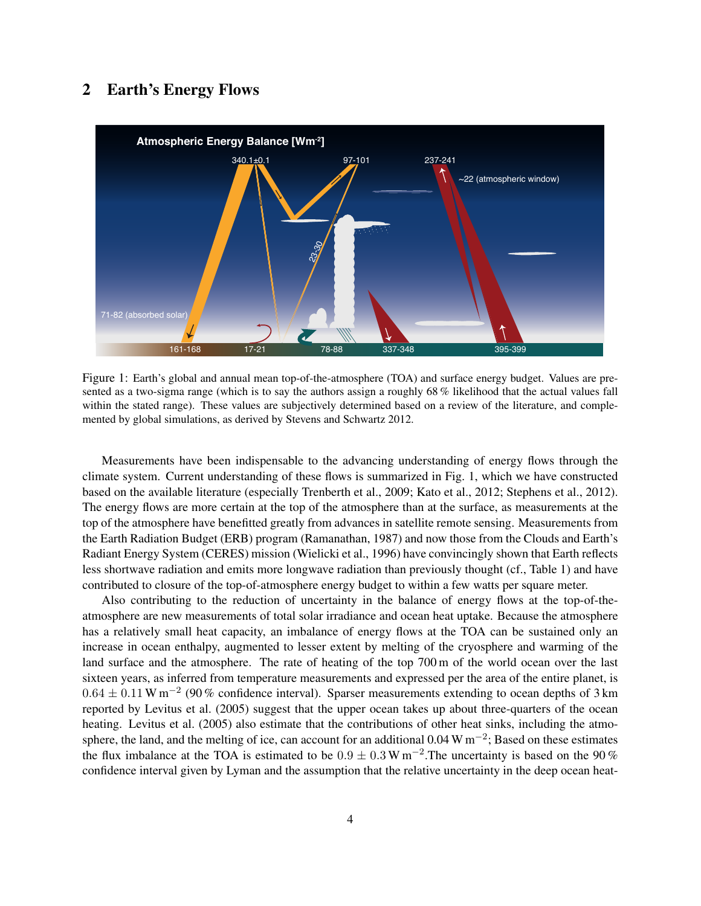## 2 Earth's Energy Flows

Figure 1: Earth's global and annual mean top-of-the-atmosphere (TOA) and surface energy budget. Values are presented as a two-sigma range (which is to say the authors assign a roughly 68 % likelihood that the actual values fall within the stated range). These values are subjectively determined based on a review of the literature, and complemented by global simulations, as derived by Stevens and Schwartz 2012.

Measurements have been indispensable to the advancing understanding of energy flows through the climate system. Current understanding of these flows is summarized in Fig. 1, which we have constructed based on the available literature (especially Trenberth et al., 2009; Kato et al., 2012; Stephens et al., 2012). The energy flows are more certain at the top of the atmosphere than at the surface, as measurements at the top of the atmosphere have benefitted greatly from advances in satellite remote sensing. Measurements from the Earth Radiation Budget (ERB) program (Ramanathan, 1987) and now those from the Clouds and Earth's Radiant Energy System (CERES) mission (Wielicki et al., 1996) have convincingly shown that Earth reflects less shortwave radiation and emits more longwave radiation than previously thought (cf., Table 1) and have contributed to closure of the top-of-atmosphere energy budget to within a few watts per square meter.

Also contributing to the reduction of uncertainty in the balance of energy flows at the top-of-the-atmosphere are new measurements of total solar irradiance and ocean heat uptake. Because the atmosphere has a relatively small heat capacity, an imbalance of energy flows at the TOA can be sustained only an increase in ocean enthalpy, augmented to lesser extent by melting of the cryosphere and warming of the land surface and the atmosphere. The rate of heating of the top 700 m of the world ocean over the last sixteen years, as inferred from temperature measurements and expressed per the area of the entire planet, is $0.64 \pm 0.11\,\mathrm{W\,m^{-2}}$ (90 % confidence interval). Sparser measurements extending to ocean depths of 3 km reported by Levitus et al. (2005) suggest that the upper ocean takes up about three-quarters of the ocean heating. Levitus et al. (2005) also estimate that the contributions of other heat sinks, including the atmosphere, the land, and the melting of ice, can account for an additional $0.04\,\mathrm{W\,m^{-2}}$; Based on these estimates the flux imbalance at the TOA is estimated to be $0.9 \pm 0.3\,\mathrm{W\,m^{-2}}$.The uncertainty is based on the 90 % confidence interval given by Lyman and the assumption that the relative uncertainty in the deep ocean heat-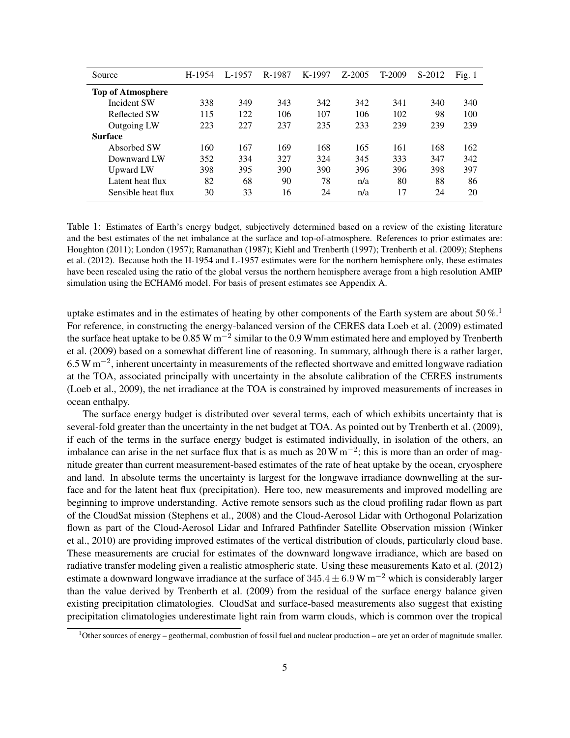| Source | H-1954 | L-1957 | R-1987 | K-1997 | Z-2005 | T-2009 | S-2012 | Fig. 1 |
|---|---|---|---|---|---|---|---|---|
| **Top of Atmosphere** | | | | | | | | |
| Incident SW | 338 | 349 | 343 | 342 | 342 | 341 | 340 | 340 |
| Reflected SW | 115 | 122 | 106 | 107 | 106 | 102 | 98 | 100 |
| Outgoing LW | 223 | 227 | 237 | 235 | 233 | 239 | 239 | 239 |
| **Surface** | | | | | | | | |
| Absorbed SW | 160 | 167 | 169 | 168 | 165 | 161 | 168 | 162 |
| Downward LW | 352 | 334 | 327 | 324 | 345 | 333 | 347 | 342 |
| Upward LW | 398 | 395 | 390 | 390 | 396 | 396 | 398 | 397 |
| Latent heat flux | 82 | 68 | 90 | 78 | n/a | 80 | 88 | 86 |
| Sensible heat flux | 30 | 33 | 16 | 24 | n/a | 17 | 24 | 20 |

Table 1: Estimates of Earth's energy budget, subjectively determined based on a review of the existing literature and the best estimates of the net imbalance at the surface and top-of-atmosphere. References to prior estimates are: Houghton (2011); London (1957); Ramanathan (1987); Kiehl and Trenberth (1997); Trenberth et al. (2009); Stephens et al. (2012). Because both the H-1954 and L-1957 estimates were for the northern hemisphere only, these estimates have been rescaled using the ratio of the global versus the northern hemisphere average from a high resolution AMIP simulation using the ECHAM6 model. For basis of present estimates see Appendix A.

uptake estimates and in the estimates of heating by other components of the Earth system are about 50 %.[1] For reference, in constructing the energy-balanced version of the CERES data Loeb et al. (2009) estimated the surface heat uptake to be 0.85 W m$^{-2}$ similar to the 0.9 Wmm estimated here and employed by Trenberth et al. (2009) based on a somewhat different line of reasoning. In summary, although there is a rather larger, 6.5 W m$^{-2}$, inherent uncertainty in measurements of the reflected shortwave and emitted longwave radiation at the TOA, associated principally with uncertainty in the absolute calibration of the CERES instruments (Loeb et al., 2009), the net irradiance at the TOA is constrained by improved measurements of increases in ocean enthalpy.

The surface energy budget is distributed over several terms, each of which exhibits uncertainty that is several-fold greater than the uncertainty in the net budget at TOA. As pointed out by Trenberth et al. (2009), if each of the terms in the surface energy budget is estimated individually, in isolation of the others, an imbalance can arise in the net surface flux that is as much as 20 W m$^{-2}$; this is more than an order of magnitude greater than current measurement-based estimates of the rate of heat uptake by the ocean, cryosphere and land. In absolute terms the uncertainty is largest for the longwave irradiance downwelling at the surface and for the latent heat flux (precipitation). Here too, new measurements and improved modelling are beginning to improve understanding. Active remote sensors such as the cloud profiling radar flown as part of the CloudSat mission (Stephens et al., 2008) and the Cloud-Aerosol Lidar with Orthogonal Polarization flown as part of the Cloud-Aerosol Lidar and Infrared Pathfinder Satellite Observation mission (Winker et al., 2010) are providing improved estimates of the vertical distribution of clouds, particularly cloud base. These measurements are crucial for estimates of the downward longwave irradiance, which are based on radiative transfer modeling given a realistic atmospheric state. Using these measurements Kato et al. (2012) estimate a downward longwave irradiance at the surface of $345.4 \pm 6.9$ W m$^{-2}$ which is considerably larger than the value derived by Trenberth et al. (2009) from the residual of the surface energy balance given existing precipitation climatologies. CloudSat and surface-based measurements also suggest that existing precipitation climatologies underestimate light rain from warm clouds, which is common over the tropical

[1] Other sources of energy – geothermal, combustion of fossil fuel and nuclear production – are yet an order of magnitude smaller.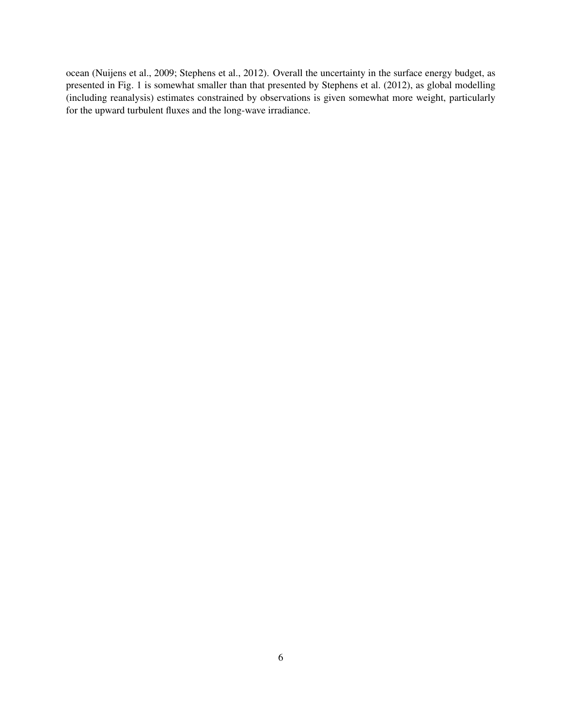ocean (Nuijens et al., 2009; Stephens et al., 2012). Overall the uncertainty in the surface energy budget, as presented in Fig. 1 is somewhat smaller than that presented by Stephens et al. (2012), as global modelling (including reanalysis) estimates constrained by observations is given somewhat more weight, particularly for the upward turbulent fluxes and the long-wave irradiance.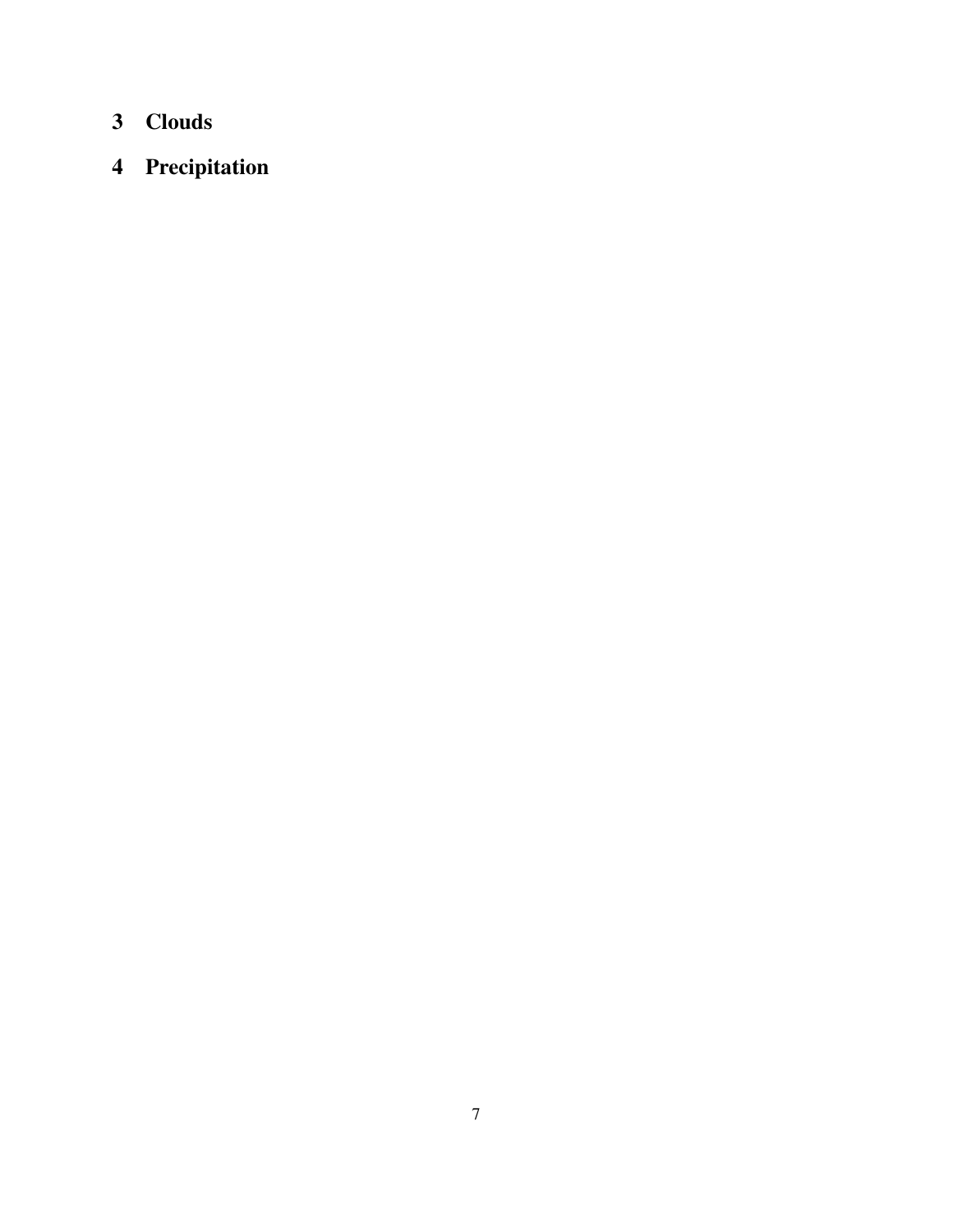# 3 Clouds

# 4 Precipitation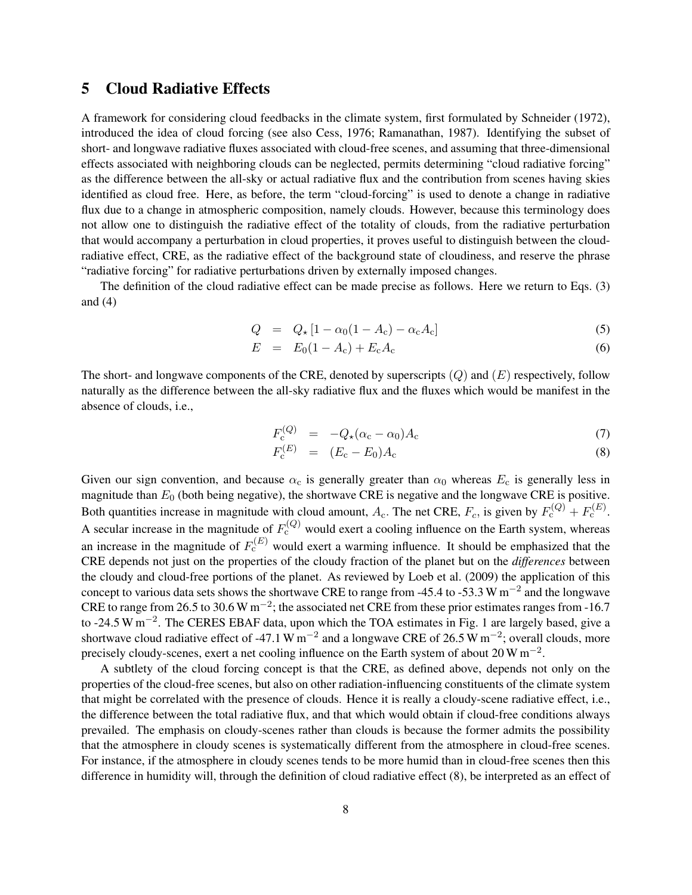# 5 Cloud Radiative Effects

A framework for considering cloud feedbacks in the climate system, first formulated by Schneider (1972), introduced the idea of cloud forcing (see also Cess, 1976; Ramanathan, 1987). Identifying the subset of short- and longwave radiative fluxes associated with cloud-free scenes, and assuming that three-dimensional effects associated with neighboring clouds can be neglected, permits determining "cloud radiative forcing" as the difference between the all-sky or actual radiative flux and the contribution from scenes having skies identified as cloud free. Here, as before, the term "cloud-forcing" is used to denote a change in radiative flux due to a change in atmospheric composition, namely clouds. However, because this terminology does not allow one to distinguish the radiative effect of the totality of clouds, from the radiative perturbation that would accompany a perturbation in cloud properties, it proves useful to distinguish between the cloud-radiative effect, CRE, as the radiative effect of the background state of cloudiness, and reserve the phrase "radiative forcing" for radiative perturbations driven by externally imposed changes.

The definition of the cloud radiative effect can be made precise as follows. Here we return to Eqs. (3) and (4)

$$Q = Q_\star \left[1 - \alpha_0(1 - A_\mathrm{c}) - \alpha_\mathrm{c} A_\mathrm{c}\right] \tag{5}$$

$$E = E_0(1 - A_\mathrm{c}) + E_\mathrm{c} A_\mathrm{c} \tag{6}$$

The short- and longwave components of the CRE, denoted by superscripts $(Q)$ and $(E)$ respectively, follow naturally as the difference between the all-sky radiative flux and the fluxes which would be manifest in the absence of clouds, i.e.,

$$F_\mathrm{c}^{(Q)} = -Q_\star(\alpha_\mathrm{c} - \alpha_0) A_\mathrm{c} \tag{7}$$

$$F_\mathrm{c}^{(E)} = (E_\mathrm{c} - E_0) A_\mathrm{c} \tag{8}$$

Given our sign convention, and because $\alpha_\mathrm{c}$ is generally greater than $\alpha_0$ whereas $E_\mathrm{c}$ is generally less in magnitude than $E_0$ (both being negative), the shortwave CRE is negative and the longwave CRE is positive. Both quantities increase in magnitude with cloud amount, $A_\mathrm{c}$. The net CRE, $F_c$, is given by $F_\mathrm{c}^{(Q)} + F_\mathrm{c}^{(E)}$. A secular increase in the magnitude of $F_\mathrm{c}^{(Q)}$ would exert a cooling influence on the Earth system, whereas an increase in the magnitude of $F_\mathrm{c}^{(E)}$ would exert a warming influence. It should be emphasized that the CRE depends not just on the properties of the cloudy fraction of the planet but on the *differences* between the cloudy and cloud-free portions of the planet. As reviewed by Loeb et al. (2009) the application of this concept to various data sets shows the shortwave CRE to range from -45.4 to -53.3 $\mathrm{W\,m^{-2}}$ and the longwave CRE to range from 26.5 to 30.6 $\mathrm{W\,m^{-2}}$; the associated net CRE from these prior estimates ranges from -16.7 to -24.5 $\mathrm{W\,m^{-2}}$. The CERES EBAF data, upon which the TOA estimates in Fig. 1 are largely based, give a shortwave cloud radiative effect of -47.1 $\mathrm{W\,m^{-2}}$ and a longwave CRE of 26.5 $\mathrm{W\,m^{-2}}$; overall clouds, more precisely cloudy-scenes, exert a net cooling influence on the Earth system of about 20 $\mathrm{W\,m^{-2}}$.

A subtlety of the cloud forcing concept is that the CRE, as defined above, depends not only on the properties of the cloud-free scenes, but also on other radiation-influencing constituents of the climate system that might be correlated with the presence of clouds. Hence it is really a cloudy-scene radiative effect, i.e., the difference between the total radiative flux, and that which would obtain if cloud-free conditions always prevailed. The emphasis on cloudy-scenes rather than clouds is because the former admits the possibility that the atmosphere in cloudy scenes is systematically different from the atmosphere in cloud-free scenes. For instance, if the atmosphere in cloudy scenes tends to be more humid than in cloud-free scenes then this difference in humidity will, through the definition of cloud radiative effect (8), be interpreted as an effect of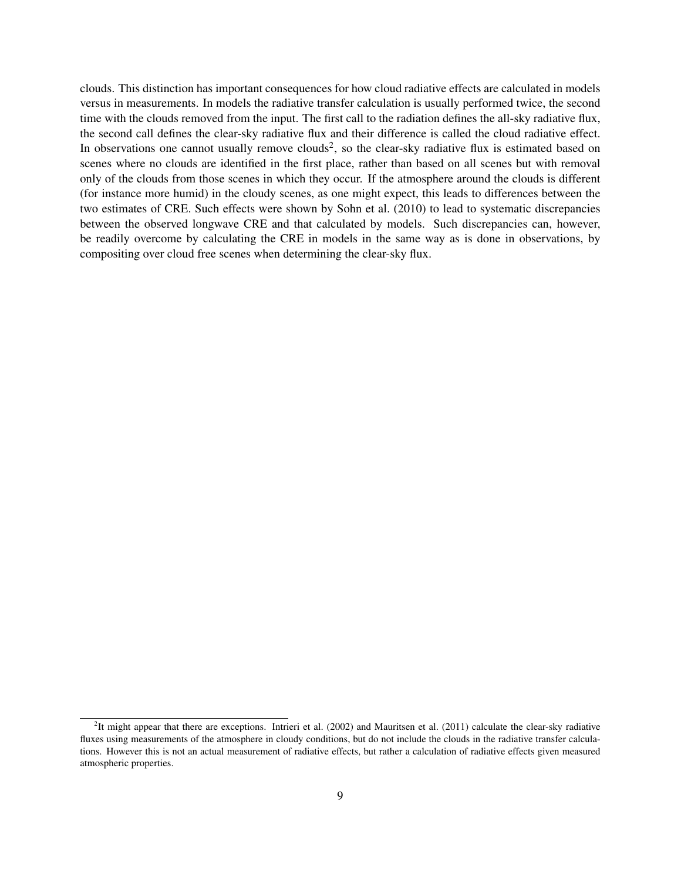clouds. This distinction has important consequences for how cloud radiative effects are calculated in models versus in measurements. In models the radiative transfer calculation is usually performed twice, the second time with the clouds removed from the input. The first call to the radiation defines the all-sky radiative flux, the second call defines the clear-sky radiative flux and their difference is called the cloud radiative effect. In observations one cannot usually remove clouds[2], so the clear-sky radiative flux is estimated based on scenes where no clouds are identified in the first place, rather than based on all scenes but with removal only of the clouds from those scenes in which they occur. If the atmosphere around the clouds is different (for instance more humid) in the cloudy scenes, as one might expect, this leads to differences between the two estimates of CRE. Such effects were shown by Sohn et al. (2010) to lead to systematic discrepancies between the observed longwave CRE and that calculated by models. Such discrepancies can, however, be readily overcome by calculating the CRE in models in the same way as is done in observations, by compositing over cloud free scenes when determining the clear-sky flux.

[2] It might appear that there are exceptions. Intrieri et al. (2002) and Mauritsen et al. (2011) calculate the clear-sky radiative fluxes using measurements of the atmosphere in cloudy conditions, but do not include the clouds in the radiative transfer calculations. However this is not an actual measurement of radiative effects, but rather a calculation of radiative effects given measured atmospheric properties.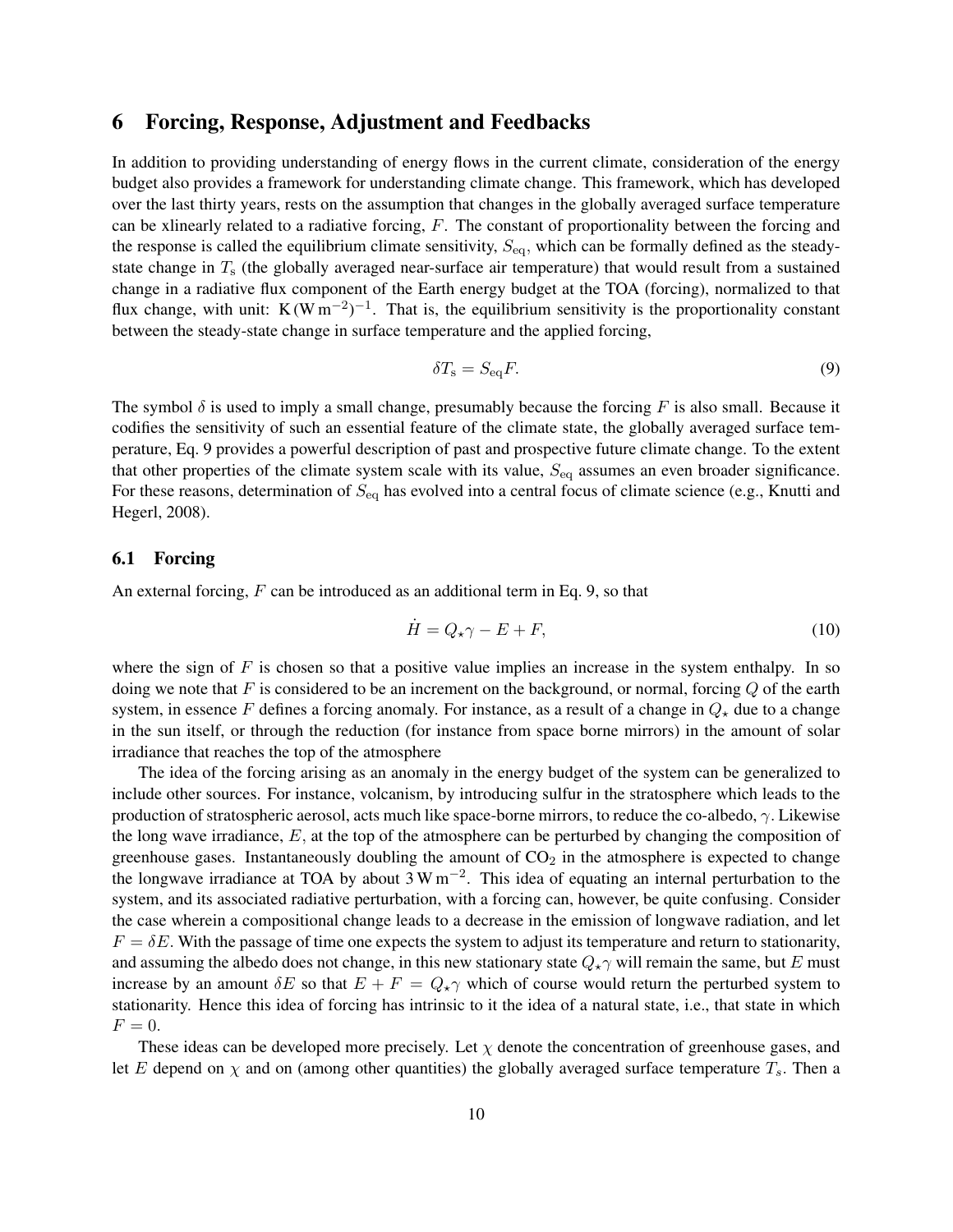## 6 Forcing, Response, Adjustment and Feedbacks

In addition to providing understanding of energy flows in the current climate, consideration of the energy budget also provides a framework for understanding climate change. This framework, which has developed over the last thirty years, rests on the assumption that changes in the globally averaged surface temperature can be xlinearly related to a radiative forcing, $F$. The constant of proportionality between the forcing and the response is called the equilibrium climate sensitivity, $S_{\mathrm{eq}}$, which can be formally defined as the steady-state change in $T_{\mathrm{s}}$ (the globally averaged near-surface air temperature) that would result from a sustained change in a radiative flux component of the Earth energy budget at the TOA (forcing), normalized to that flux change, with unit: $\mathrm{K}\,(\mathrm{W\,m^{-2}})^{-1}$. That is, the equilibrium sensitivity is the proportionality constant between the steady-state change in surface temperature and the applied forcing,

$$\delta T_{\mathrm{s}} = S_{\mathrm{eq}} F. \tag{9}$$

The symbol $\delta$ is used to imply a small change, presumably because the forcing $F$ is also small. Because it codifies the sensitivity of such an essential feature of the climate state, the globally averaged surface temperature, Eq. 9 provides a powerful description of past and prospective future climate change. To the extent that other properties of the climate system scale with its value, $S_{\mathrm{eq}}$ assumes an even broader significance. For these reasons, determination of $S_{\mathrm{eq}}$ has evolved into a central focus of climate science (e.g., Knutti and Hegerl, 2008).

### 6.1 Forcing

An external forcing, $F$ can be introduced as an additional term in Eq. 9, so that

$$\dot{H} = Q_{\star}\gamma - E + F, \tag{10}$$

where the sign of $F$ is chosen so that a positive value implies an increase in the system enthalpy. In so doing we note that $F$ is considered to be an increment on the background, or normal, forcing $Q$ of the earth system, in essence $F$ defines a forcing anomaly. For instance, as a result of a change in $Q_{\star}$ due to a change in the sun itself, or through the reduction (for instance from space borne mirrors) in the amount of solar irradiance that reaches the top of the atmosphere

The idea of the forcing arising as an anomaly in the energy budget of the system can be generalized to include other sources. For instance, volcanism, by introducing sulfur in the stratosphere which leads to the production of stratospheric aerosol, acts much like space-borne mirrors, to reduce the co-albedo, $\gamma$. Likewise the long wave irradiance, $E$, at the top of the atmosphere can be perturbed by changing the composition of greenhouse gases. Instantaneously doubling the amount of $\mathrm{CO_2}$ in the atmosphere is expected to change the longwave irradiance at TOA by about $3\,\mathrm{W\,m^{-2}}$. This idea of equating an internal perturbation to the system, and its associated radiative perturbation, with a forcing can, however, be quite confusing. Consider the case wherein a compositional change leads to a decrease in the emission of longwave radiation, and let $F = \delta E$. With the passage of time one expects the system to adjust its temperature and return to stationarity, and assuming the albedo does not change, in this new stationary state $Q_{\star}\gamma$ will remain the same, but $E$ must increase by an amount $\delta E$ so that $E + F = Q_{\star}\gamma$ which of course would return the perturbed system to stationarity. Hence this idea of forcing has intrinsic to it the idea of a natural state, i.e., that state in which $F = 0$.

These ideas can be developed more precisely. Let $\chi$ denote the concentration of greenhouse gases, and let $E$ depend on $\chi$ and on (among other quantities) the globally averaged surface temperature $T_s$. Then a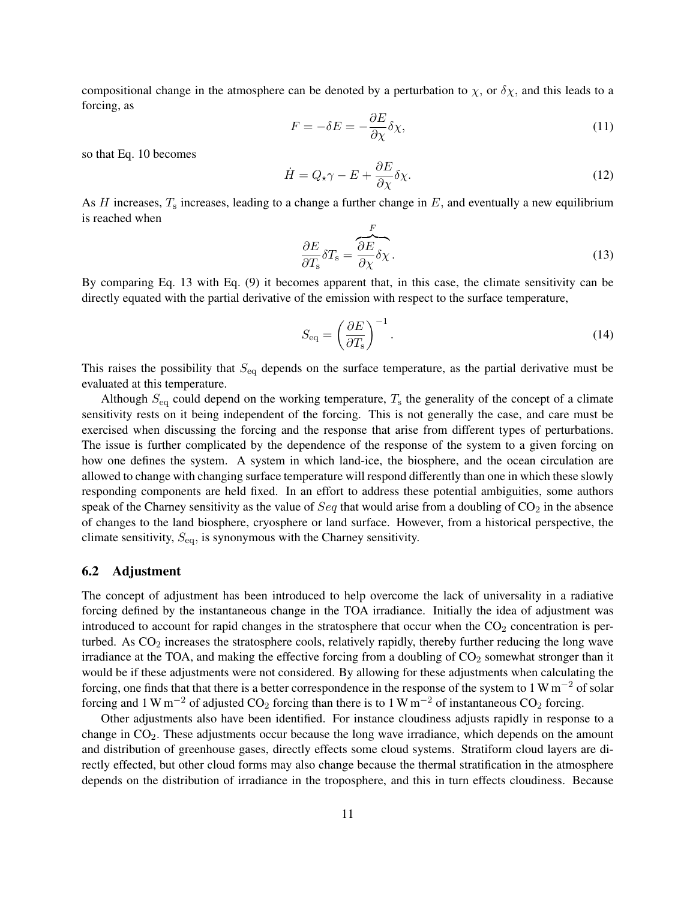compositional change in the atmosphere can be denoted by a perturbation to $\chi$, or $\delta\chi$, and this leads to a forcing, as

$$F = -\delta E = -\frac{\partial E}{\partial \chi}\delta\chi, \tag{11}$$

so that Eq. 10 becomes

$$\dot{H} = Q_{\star}\gamma - E + \frac{\partial E}{\partial \chi}\delta\chi. \tag{12}$$

As $H$ increases, $T_{\mathrm{s}}$ increases, leading to a change a further change in $E$, and eventually a new equilibrium is reached when

$$\frac{\partial E}{\partial T_{\mathrm{s}}}\delta T_{\mathrm{s}} = \overbrace{\frac{\partial E}{\partial \chi}\delta\chi}^{F}. \tag{13}$$

By comparing Eq. 13 with Eq. (9) it becomes apparent that, in this case, the climate sensitivity can be directly equated with the partial derivative of the emission with respect to the surface temperature,

$$S_{\mathrm{eq}} = \left(\frac{\partial E}{\partial T_{\mathrm{s}}}\right)^{-1}. \tag{14}$$

This raises the possibility that $S_{\mathrm{eq}}$ depends on the surface temperature, as the partial derivative must be evaluated at this temperature.

Although $S_{\mathrm{eq}}$ could depend on the working temperature, $T_{\mathrm{s}}$ the generality of the concept of a climate sensitivity rests on it being independent of the forcing. This is not generally the case, and care must be exercised when discussing the forcing and the response that arise from different types of perturbations. The issue is further complicated by the dependence of the response of the system to a given forcing on how one defines the system. A system in which land-ice, the biosphere, and the ocean circulation are allowed to change with changing surface temperature will respond differently than one in which these slowly responding components are held fixed. In an effort to address these potential ambiguities, some authors speak of the Charney sensitivity as the value of $Seq$ that would arise from a doubling of $CO_2$ in the absence of changes to the land biosphere, cryosphere or land surface. However, from a historical perspective, the climate sensitivity, $S_{\mathrm{eq}}$, is synonymous with the Charney sensitivity.

## 6.2 Adjustment

The concept of adjustment has been introduced to help overcome the lack of universality in a radiative forcing defined by the instantaneous change in the TOA irradiance. Initially the idea of adjustment was introduced to account for rapid changes in the stratosphere that occur when the $CO_2$ concentration is perturbed. As $CO_2$ increases the stratosphere cools, relatively rapidly, thereby further reducing the long wave irradiance at the TOA, and making the effective forcing from a doubling of $CO_2$ somewhat stronger than it would be if these adjustments were not considered. By allowing for these adjustments when calculating the forcing, one finds that that there is a better correspondence in the response of the system to 1 $\mathrm{W\,m^{-2}}$ of solar forcing and 1 $\mathrm{W\,m^{-2}}$ of adjusted $CO_2$ forcing than there is to 1 $\mathrm{W\,m^{-2}}$ of instantaneous $CO_2$ forcing.

Other adjustments also have been identified. For instance cloudiness adjusts rapidly in response to a change in $CO_2$. These adjustments occur because the long wave irradiance, which depends on the amount and distribution of greenhouse gases, directly effects some cloud systems. Stratiform cloud layers are directly effected, but other cloud forms may also change because the thermal stratification in the atmosphere depends on the distribution of irradiance in the troposphere, and this in turn effects cloudiness. Because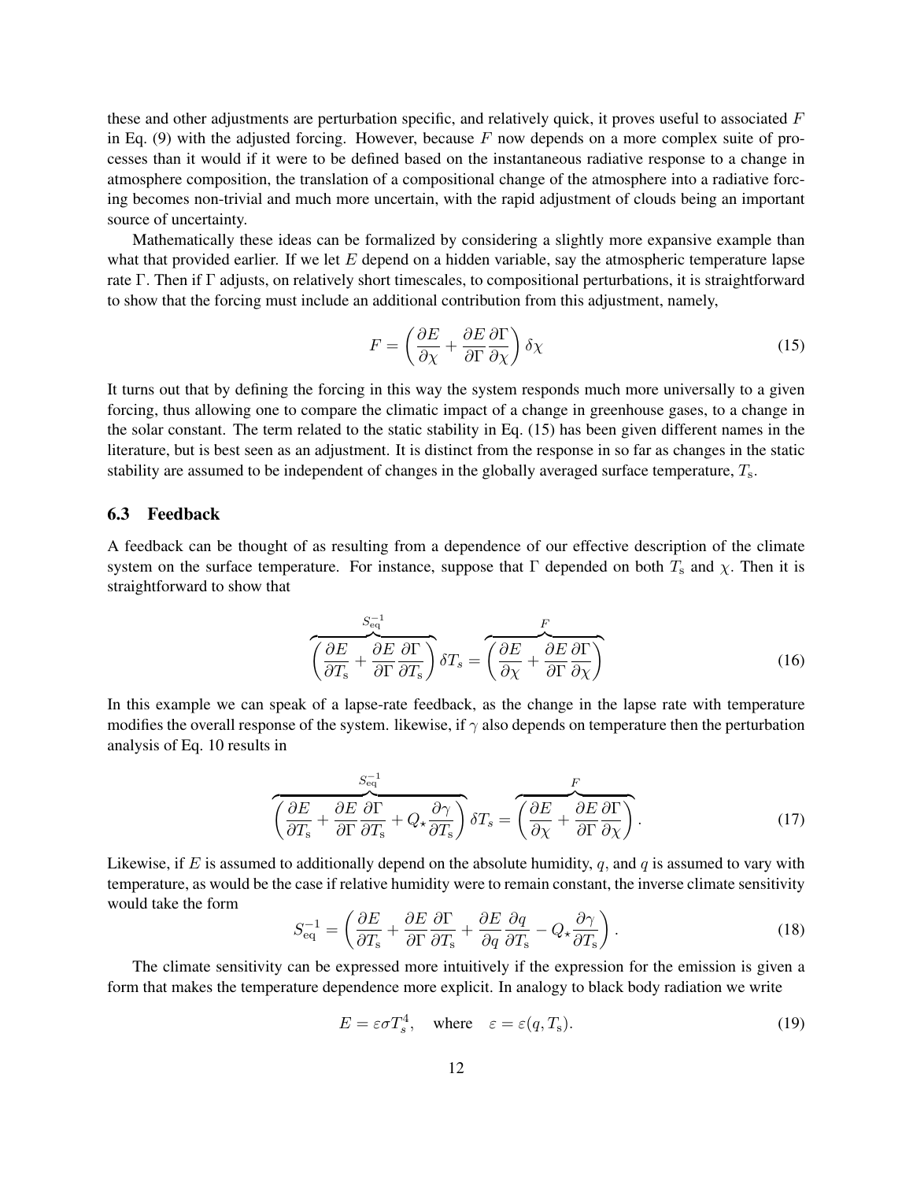these and other adjustments are perturbation specific, and relatively quick, it proves useful to associated $F$ in Eq. (9) with the adjusted forcing. However, because $F$ now depends on a more complex suite of processes than it would if it were to be defined based on the instantaneous radiative response to a change in atmosphere composition, the translation of a compositional change of the atmosphere into a radiative forcing becomes non-trivial and much more uncertain, with the rapid adjustment of clouds being an important source of uncertainty.

Mathematically these ideas can be formalized by considering a slightly more expansive example than what that provided earlier. If we let $E$ depend on a hidden variable, say the atmospheric temperature lapse rate $\Gamma$. Then if $\Gamma$ adjusts, on relatively short timescales, to compositional perturbations, it is straightforward to show that the forcing must include an additional contribution from this adjustment, namely,

$$F = \left( \frac{\partial E}{\partial \chi} + \frac{\partial E}{\partial \Gamma} \frac{\partial \Gamma}{\partial \chi} \right) \delta \chi \tag{15}$$

It turns out that by defining the forcing in this way the system responds much more universally to a given forcing, thus allowing one to compare the climatic impact of a change in greenhouse gases, to a change in the solar constant. The term related to the static stability in Eq. (15) has been given different names in the literature, but is best seen as an adjustment. It is distinct from the response in so far as changes in the static stability are assumed to be independent of changes in the globally averaged surface temperature, $T_\mathrm{s}$.

### 6.3 Feedback

A feedback can be thought of as resulting from a dependence of our effective description of the climate system on the surface temperature. For instance, suppose that $\Gamma$ depended on both $T_\mathrm{s}$ and $\chi$. Then it is straightforward to show that

$$\overbrace{\left( \frac{\partial E}{\partial T_\mathrm{s}} + \frac{\partial E}{\partial \Gamma} \frac{\partial \Gamma}{\partial T_\mathrm{s}} \right)}^{S_\mathrm{eq}^{-1}} \delta T_s = \overbrace{\left( \frac{\partial E}{\partial \chi} + \frac{\partial E}{\partial \Gamma} \frac{\partial \Gamma}{\partial \chi} \right)}^{F} \tag{16}$$

In this example we can speak of a lapse-rate feedback, as the change in the lapse rate with temperature modifies the overall response of the system. likewise, if $\gamma$ also depends on temperature then the perturbation analysis of Eq. 10 results in

$$\overbrace{\left( \frac{\partial E}{\partial T_\mathrm{s}} + \frac{\partial E}{\partial \Gamma} \frac{\partial \Gamma}{\partial T_\mathrm{s}} + Q_\star \frac{\partial \gamma}{\partial T_\mathrm{s}} \right)}^{S_\mathrm{eq}^{-1}} \delta T_s = \overbrace{\left( \frac{\partial E}{\partial \chi} + \frac{\partial E}{\partial \Gamma} \frac{\partial \Gamma}{\partial \chi} \right)}^{F}. \tag{17}$$

Likewise, if $E$ is assumed to additionally depend on the absolute humidity, $q$, and $q$ is assumed to vary with temperature, as would be the case if relative humidity were to remain constant, the inverse climate sensitivity would take the form

$$S_\mathrm{eq}^{-1} = \left( \frac{\partial E}{\partial T_\mathrm{s}} + \frac{\partial E}{\partial \Gamma} \frac{\partial \Gamma}{\partial T_\mathrm{s}} + \frac{\partial E}{\partial q} \frac{\partial q}{\partial T_\mathrm{s}} - Q_\star \frac{\partial \gamma}{\partial T_\mathrm{s}} \right). \tag{18}$$

The climate sensitivity can be expressed more intuitively if the expression for the emission is given a form that makes the temperature dependence more explicit. In analogy to black body radiation we write

$$E = \varepsilon \sigma T_s^4, \quad \text{where} \quad \varepsilon = \varepsilon(q, T_\mathrm{s}). \tag{19}$$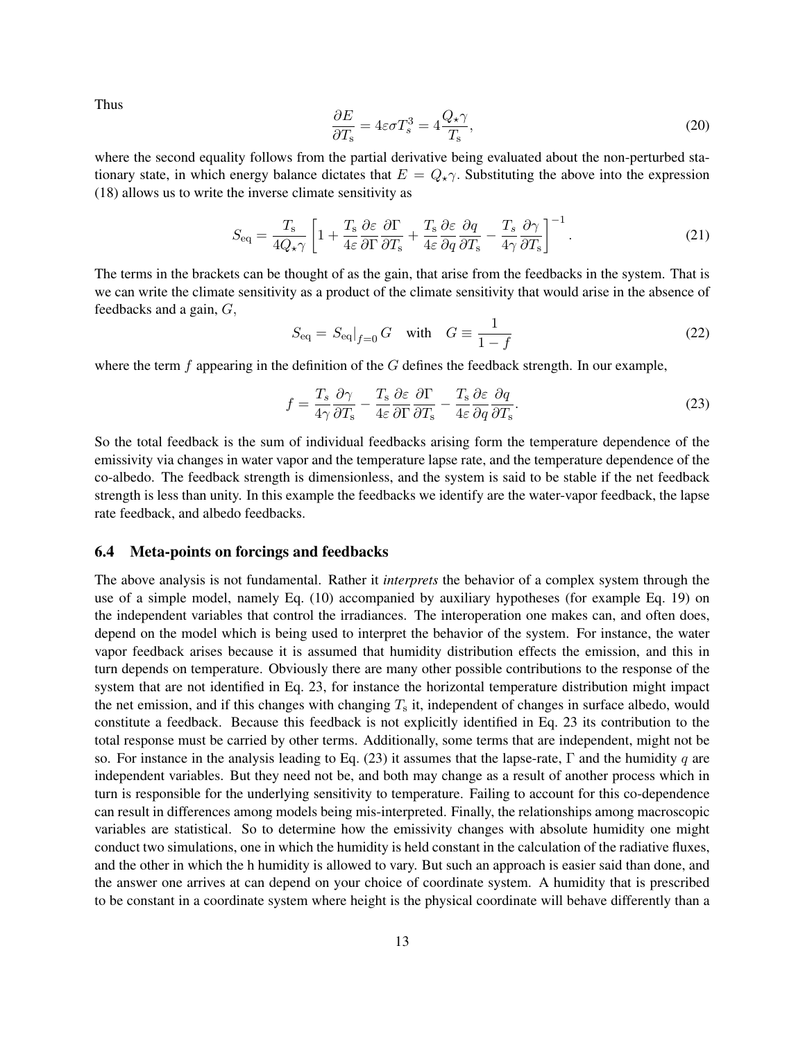Thus

$$\frac{\partial E}{\partial T_\mathrm{s}} = 4\varepsilon\sigma T_s^3 = 4\frac{Q_\star\gamma}{T_\mathrm{s}}, \tag{20}$$

where the second equality follows from the partial derivative being evaluated about the non-perturbed stationary state, in which energy balance dictates that $E = Q_\star\gamma$. Substituting the above into the expression (18) allows us to write the inverse climate sensitivity as

$$S_\mathrm{eq} = \frac{T_\mathrm{s}}{4Q_\star\gamma}\left[1 + \frac{T_\mathrm{s}}{4\varepsilon}\frac{\partial\varepsilon}{\partial\Gamma}\frac{\partial\Gamma}{\partial T_\mathrm{s}} + \frac{T_\mathrm{s}}{4\varepsilon}\frac{\partial\varepsilon}{\partial q}\frac{\partial q}{\partial T_\mathrm{s}} - \frac{T_s}{4\gamma}\frac{\partial\gamma}{\partial T_\mathrm{s}}\right]^{-1}. \tag{21}$$

The terms in the brackets can be thought of as the gain, that arise from the feedbacks in the system. That is we can write the climate sensitivity as a product of the climate sensitivity that would arise in the absence of feedbacks and a gain, $G$,

$$S_\mathrm{eq} = \left.S_\mathrm{eq}\right|_{f=0} G \quad \text{with} \quad G \equiv \frac{1}{1-f} \tag{22}$$

where the term $f$ appearing in the definition of the $G$ defines the feedback strength. In our example,

$$f = \frac{T_s}{4\gamma}\frac{\partial\gamma}{\partial T_\mathrm{s}} - \frac{T_\mathrm{s}}{4\varepsilon}\frac{\partial\varepsilon}{\partial\Gamma}\frac{\partial\Gamma}{\partial T_\mathrm{s}} - \frac{T_\mathrm{s}}{4\varepsilon}\frac{\partial\varepsilon}{\partial q}\frac{\partial q}{\partial T_\mathrm{s}}. \tag{23}$$

So the total feedback is the sum of individual feedbacks arising form the temperature dependence of the emissivity via changes in water vapor and the temperature lapse rate, and the temperature dependence of the co-albedo. The feedback strength is dimensionless, and the system is said to be stable if the net feedback strength is less than unity. In this example the feedbacks we identify are the water-vapor feedback, the lapse rate feedback, and albedo feedbacks.

### 6.4 Meta-points on forcings and feedbacks

The above analysis is not fundamental. Rather it *interprets* the behavior of a complex system through the use of a simple model, namely Eq. (10) accompanied by auxiliary hypotheses (for example Eq. 19) on the independent variables that control the irradiances. The interoperation one makes can, and often does, depend on the model which is being used to interpret the behavior of the system. For instance, the water vapor feedback arises because it is assumed that humidity distribution effects the emission, and this in turn depends on temperature. Obviously there are many other possible contributions to the response of the system that are not identified in Eq. 23, for instance the horizontal temperature distribution might impact the net emission, and if this changes with changing $T_\mathrm{s}$ it, independent of changes in surface albedo, would constitute a feedback. Because this feedback is not explicitly identified in Eq. 23 its contribution to the total response must be carried by other terms. Additionally, some terms that are independent, might not be so. For instance in the analysis leading to Eq. (23) it assumes that the lapse-rate, $\Gamma$ and the humidity $q$ are independent variables. But they need not be, and both may change as a result of another process which in turn is responsible for the underlying sensitivity to temperature. Failing to account for this co-dependence can result in differences among models being mis-interpreted. Finally, the relationships among macroscopic variables are statistical. So to determine how the emissivity changes with absolute humidity one might conduct two simulations, one in which the humidity is held constant in the calculation of the radiative fluxes, and the other in which the h humidity is allowed to vary. But such an approach is easier said than done, and the answer one arrives at can depend on your choice of coordinate system. A humidity that is prescribed to be constant in a coordinate system where height is the physical coordinate will behave differently than a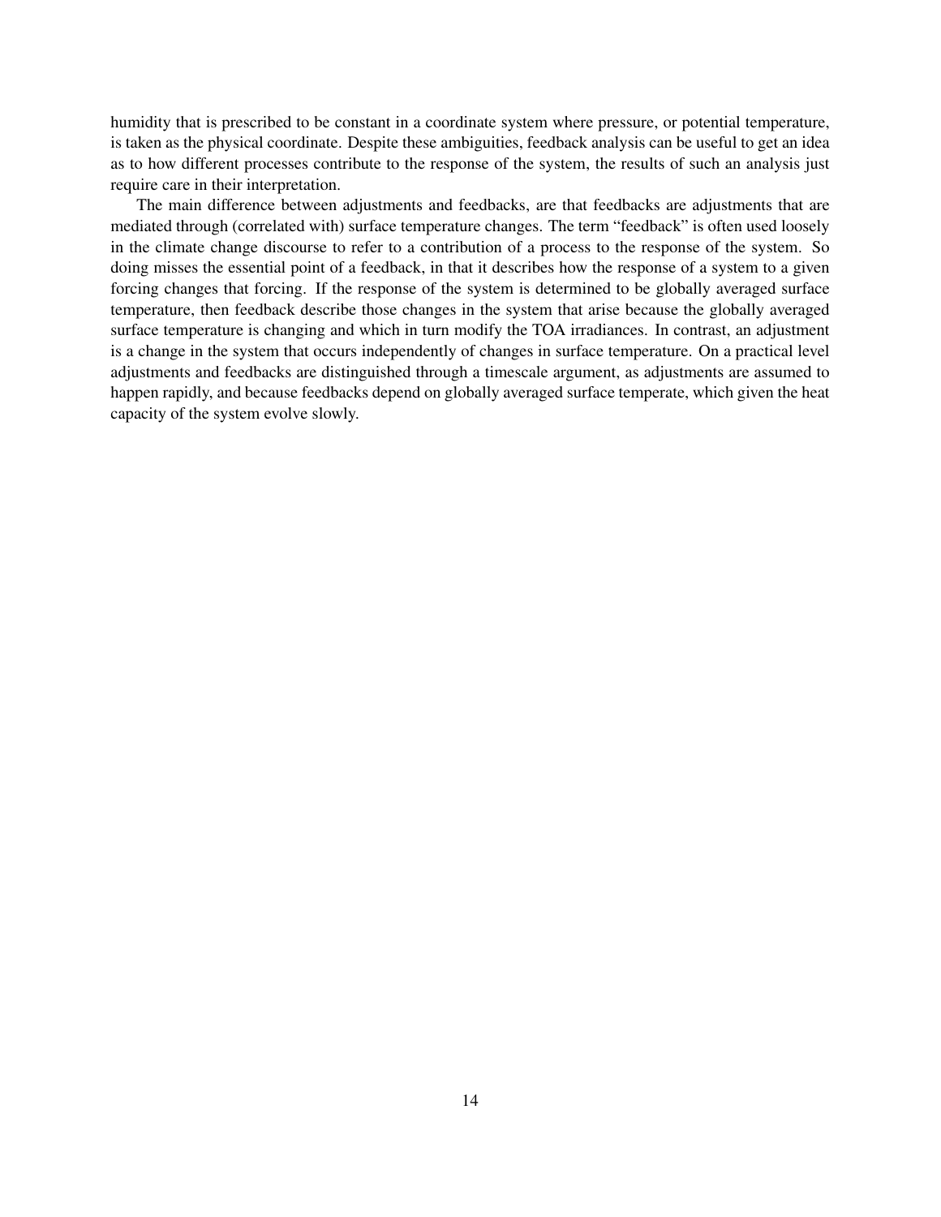humidity that is prescribed to be constant in a coordinate system where pressure, or potential temperature, is taken as the physical coordinate. Despite these ambiguities, feedback analysis can be useful to get an idea as to how different processes contribute to the response of the system, the results of such an analysis just require care in their interpretation.

The main difference between adjustments and feedbacks, are that feedbacks are adjustments that are mediated through (correlated with) surface temperature changes. The term "feedback" is often used loosely in the climate change discourse to refer to a contribution of a process to the response of the system. So doing misses the essential point of a feedback, in that it describes how the response of a system to a given forcing changes that forcing. If the response of the system is determined to be globally averaged surface temperature, then feedback describe those changes in the system that arise because the globally averaged surface temperature is changing and which in turn modify the TOA irradiances. In contrast, an adjustment is a change in the system that occurs independently of changes in surface temperature. On a practical level adjustments and feedbacks are distinguished through a timescale argument, as adjustments are assumed to happen rapidly, and because feedbacks depend on globally averaged surface temperate, which given the heat capacity of the system evolve slowly.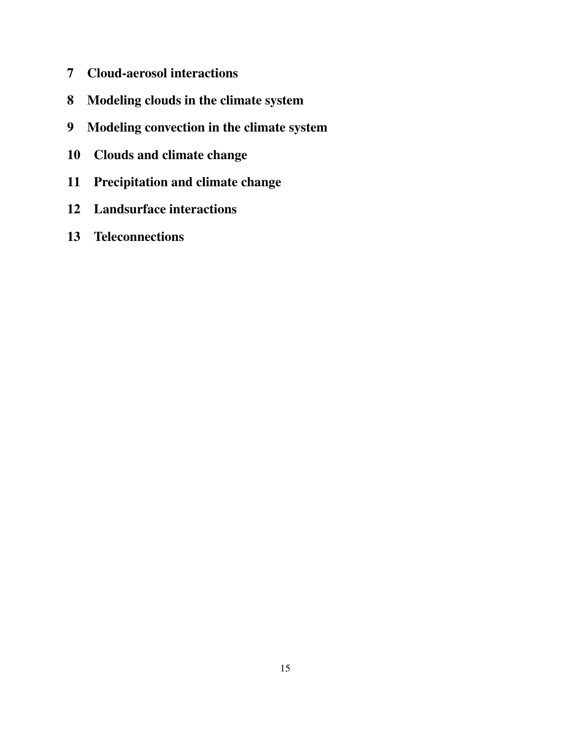# 7 Cloud-aerosol interactions

# 8 Modeling clouds in the climate system

# 9 Modeling convection in the climate system

# 10 Clouds and climate change

# 11 Precipitation and climate change

# 12 Landsurface interactions

# 13 Teleconnections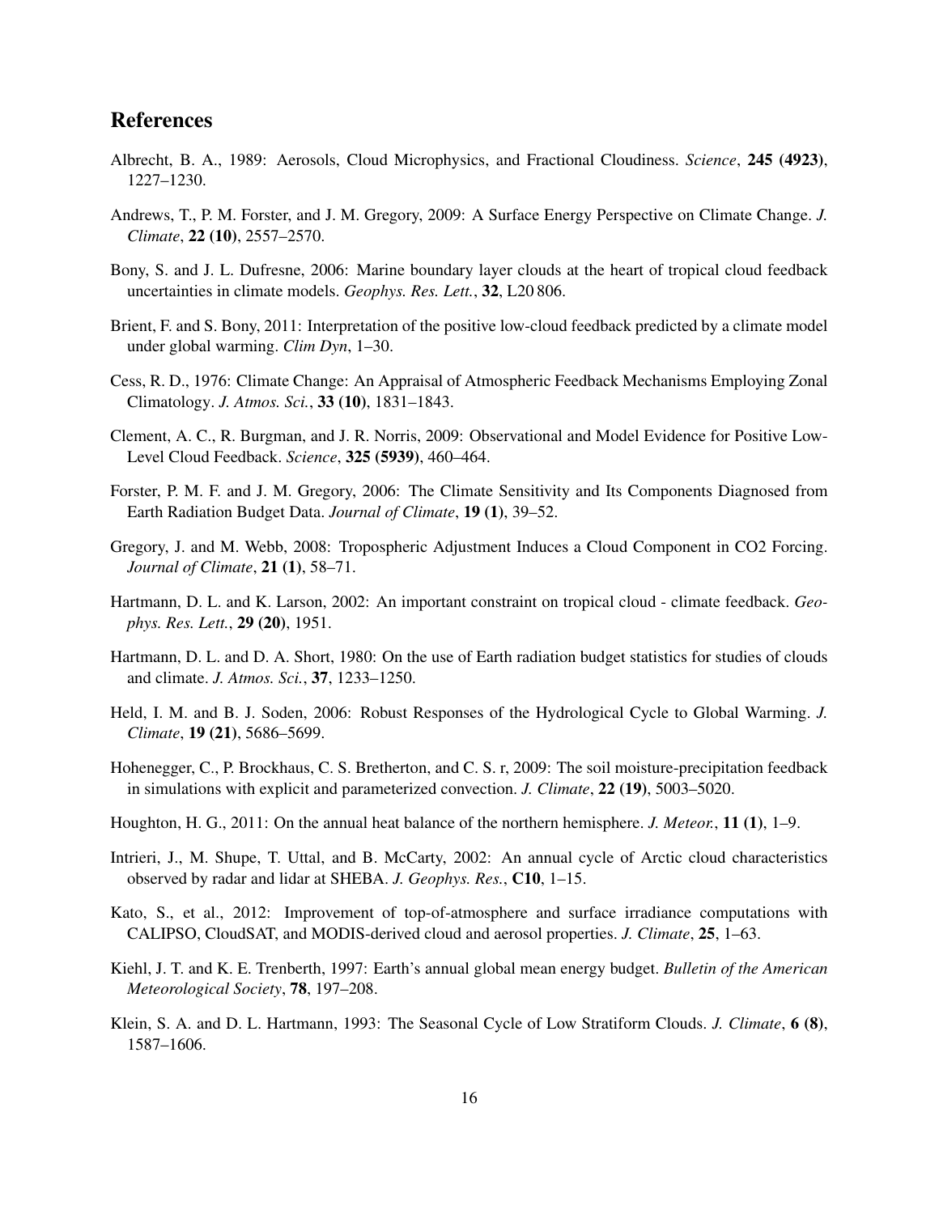# References

Albrecht, B. A., 1989: Aerosols, Cloud Microphysics, and Fractional Cloudiness. *Science*, **245 (4923)**, 1227–1230.

Andrews, T., P. M. Forster, and J. M. Gregory, 2009: A Surface Energy Perspective on Climate Change. *J. Climate*, **22 (10)**, 2557–2570.

Bony, S. and J. L. Dufresne, 2006: Marine boundary layer clouds at the heart of tropical cloud feedback uncertainties in climate models. *Geophys. Res. Lett.*, **32**, L20 806.

Brient, F. and S. Bony, 2011: Interpretation of the positive low-cloud feedback predicted by a climate model under global warming. *Clim Dyn*, 1–30.

Cess, R. D., 1976: Climate Change: An Appraisal of Atmospheric Feedback Mechanisms Employing Zonal Climatology. *J. Atmos. Sci.*, **33 (10)**, 1831–1843.

Clement, A. C., R. Burgman, and J. R. Norris, 2009: Observational and Model Evidence for Positive Low-Level Cloud Feedback. *Science*, **325 (5939)**, 460–464.

Forster, P. M. F. and J. M. Gregory, 2006: The Climate Sensitivity and Its Components Diagnosed from Earth Radiation Budget Data. *Journal of Climate*, **19 (1)**, 39–52.

Gregory, J. and M. Webb, 2008: Tropospheric Adjustment Induces a Cloud Component in CO2 Forcing. *Journal of Climate*, **21 (1)**, 58–71.

Hartmann, D. L. and K. Larson, 2002: An important constraint on tropical cloud - climate feedback. *Geophys. Res. Lett.*, **29 (20)**, 1951.

Hartmann, D. L. and D. A. Short, 1980: On the use of Earth radiation budget statistics for studies of clouds and climate. *J. Atmos. Sci.*, **37**, 1233–1250.

Held, I. M. and B. J. Soden, 2006: Robust Responses of the Hydrological Cycle to Global Warming. *J. Climate*, **19 (21)**, 5686–5699.

Hohenegger, C., P. Brockhaus, C. S. Bretherton, and C. S. r, 2009: The soil moisture-precipitation feedback in simulations with explicit and parameterized convection. *J. Climate*, **22 (19)**, 5003–5020.

Houghton, H. G., 2011: On the annual heat balance of the northern hemisphere. *J. Meteor.*, **11 (1)**, 1–9.

Intrieri, J., M. Shupe, T. Uttal, and B. McCarty, 2002: An annual cycle of Arctic cloud characteristics observed by radar and lidar at SHEBA. *J. Geophys. Res.*, **C10**, 1–15.

Kato, S., et al., 2012: Improvement of top-of-atmosphere and surface irradiance computations with CALIPSO, CloudSAT, and MODIS-derived cloud and aerosol properties. *J. Climate*, **25**, 1–63.

Kiehl, J. T. and K. E. Trenberth, 1997: Earth's annual global mean energy budget. *Bulletin of the American Meteorological Society*, **78**, 197–208.

Klein, S. A. and D. L. Hartmann, 1993: The Seasonal Cycle of Low Stratiform Clouds. *J. Climate*, **6 (8)**, 1587–1606.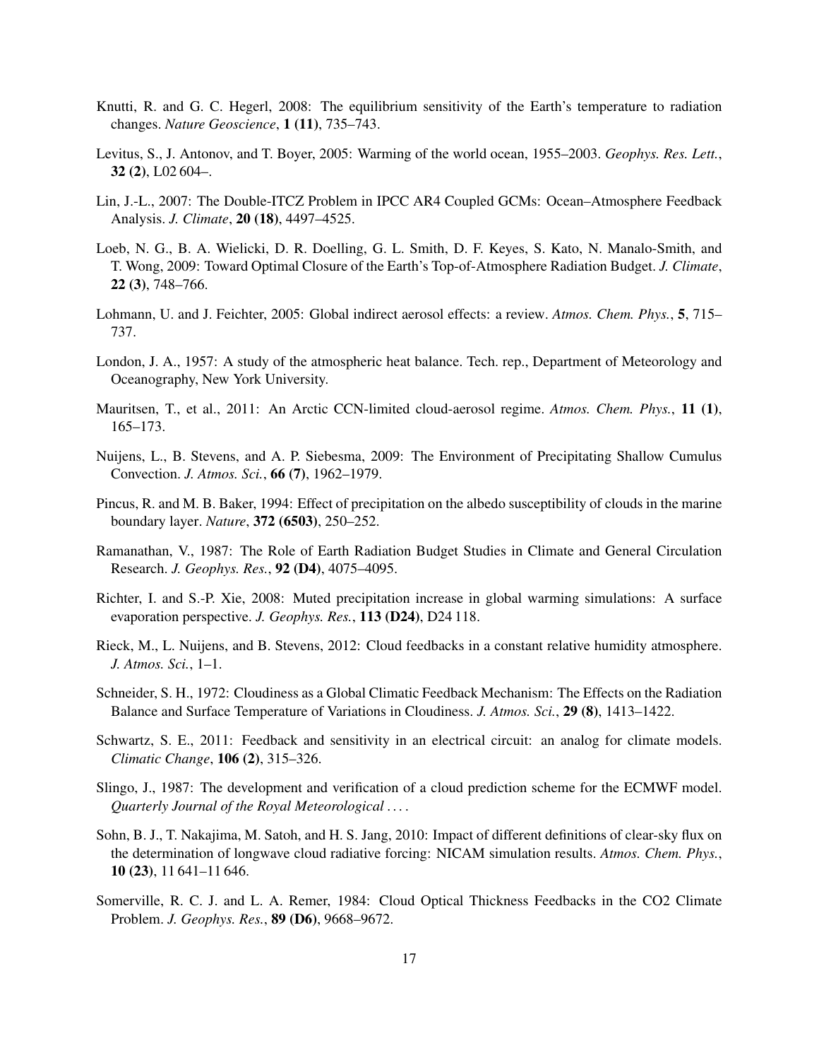Knutti, R. and G. C. Hegerl, 2008: The equilibrium sensitivity of the Earth's temperature to radiation changes. *Nature Geoscience*, **1 (11)**, 735–743.

Levitus, S., J. Antonov, and T. Boyer, 2005: Warming of the world ocean, 1955–2003. *Geophys. Res. Lett.*, **32 (2)**, L02 604–.

Lin, J.-L., 2007: The Double-ITCZ Problem in IPCC AR4 Coupled GCMs: Ocean–Atmosphere Feedback Analysis. *J. Climate*, **20 (18)**, 4497–4525.

Loeb, N. G., B. A. Wielicki, D. R. Doelling, G. L. Smith, D. F. Keyes, S. Kato, N. Manalo-Smith, and T. Wong, 2009: Toward Optimal Closure of the Earth's Top-of-Atmosphere Radiation Budget. *J. Climate*, **22 (3)**, 748–766.

Lohmann, U. and J. Feichter, 2005: Global indirect aerosol effects: a review. *Atmos. Chem. Phys.*, **5**, 715–737.

London, J. A., 1957: A study of the atmospheric heat balance. Tech. rep., Department of Meteorology and Oceanography, New York University.

Mauritsen, T., et al., 2011: An Arctic CCN-limited cloud-aerosol regime. *Atmos. Chem. Phys.*, **11 (1)**, 165–173.

Nuijens, L., B. Stevens, and A. P. Siebesma, 2009: The Environment of Precipitating Shallow Cumulus Convection. *J. Atmos. Sci.*, **66 (7)**, 1962–1979.

Pincus, R. and M. B. Baker, 1994: Effect of precipitation on the albedo susceptibility of clouds in the marine boundary layer. *Nature*, **372 (6503)**, 250–252.

Ramanathan, V., 1987: The Role of Earth Radiation Budget Studies in Climate and General Circulation Research. *J. Geophys. Res.*, **92 (D4)**, 4075–4095.

Richter, I. and S.-P. Xie, 2008: Muted precipitation increase in global warming simulations: A surface evaporation perspective. *J. Geophys. Res.*, **113 (D24)**, D24 118.

Rieck, M., L. Nuijens, and B. Stevens, 2012: Cloud feedbacks in a constant relative humidity atmosphere. *J. Atmos. Sci.*, 1–1.

Schneider, S. H., 1972: Cloudiness as a Global Climatic Feedback Mechanism: The Effects on the Radiation Balance and Surface Temperature of Variations in Cloudiness. *J. Atmos. Sci.*, **29 (8)**, 1413–1422.

Schwartz, S. E., 2011: Feedback and sensitivity in an electrical circuit: an analog for climate models. *Climatic Change*, **106 (2)**, 315–326.

Slingo, J., 1987: The development and verification of a cloud prediction scheme for the ECMWF model. *Quarterly Journal of the Royal Meteorological ....*

Sohn, B. J., T. Nakajima, M. Satoh, and H. S. Jang, 2010: Impact of different definitions of clear-sky flux on the determination of longwave cloud radiative forcing: NICAM simulation results. *Atmos. Chem. Phys.*, **10 (23)**, 11 641–11 646.

Somerville, R. C. J. and L. A. Remer, 1984: Cloud Optical Thickness Feedbacks in the CO2 Climate Problem. *J. Geophys. Res.*, **89 (D6)**, 9668–9672.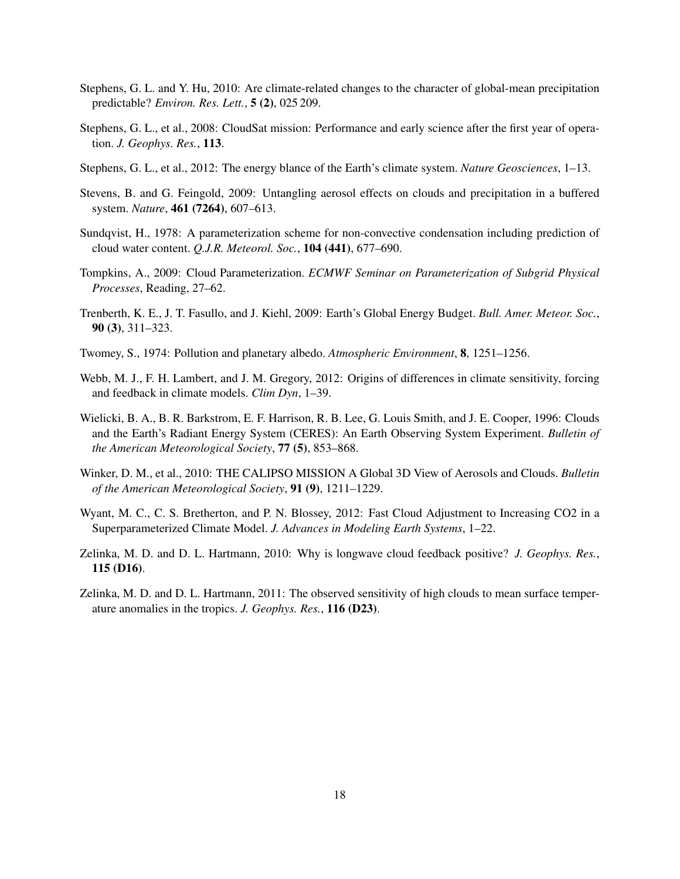Stephens, G. L. and Y. Hu, 2010: Are climate-related changes to the character of global-mean precipitation predictable? *Environ. Res. Lett.*, **5 (2)**, 025 209.

Stephens, G. L., et al., 2008: CloudSat mission: Performance and early science after the first year of operation. *J. Geophys. Res.*, **113**.

Stephens, G. L., et al., 2012: The energy blance of the Earth's climate system. *Nature Geosciences*, 1–13.

Stevens, B. and G. Feingold, 2009: Untangling aerosol effects on clouds and precipitation in a buffered system. *Nature*, **461 (7264)**, 607–613.

Sundqvist, H., 1978: A parameterization scheme for non-convective condensation including prediction of cloud water content. *Q.J.R. Meteorol. Soc.*, **104 (441)**, 677–690.

Tompkins, A., 2009: Cloud Parameterization. *ECMWF Seminar on Parameterization of Subgrid Physical Processes*, Reading, 27–62.

Trenberth, K. E., J. T. Fasullo, and J. Kiehl, 2009: Earth's Global Energy Budget. *Bull. Amer. Meteor. Soc.*, **90 (3)**, 311–323.

Twomey, S., 1974: Pollution and planetary albedo. *Atmospheric Environment*, **8**, 1251–1256.

Webb, M. J., F. H. Lambert, and J. M. Gregory, 2012: Origins of differences in climate sensitivity, forcing and feedback in climate models. *Clim Dyn*, 1–39.

Wielicki, B. A., B. R. Barkstrom, E. F. Harrison, R. B. Lee, G. Louis Smith, and J. E. Cooper, 1996: Clouds and the Earth's Radiant Energy System (CERES): An Earth Observing System Experiment. *Bulletin of the American Meteorological Society*, **77 (5)**, 853–868.

Winker, D. M., et al., 2010: THE CALIPSO MISSION A Global 3D View of Aerosols and Clouds. *Bulletin of the American Meteorological Society*, **91 (9)**, 1211–1229.

Wyant, M. C., C. S. Bretherton, and P. N. Blossey, 2012: Fast Cloud Adjustment to Increasing CO2 in a Superparameterized Climate Model. *J. Advances in Modeling Earth Systems*, 1–22.

Zelinka, M. D. and D. L. Hartmann, 2010: Why is longwave cloud feedback positive? *J. Geophys. Res.*, **115 (D16)**.

Zelinka, M. D. and D. L. Hartmann, 2011: The observed sensitivity of high clouds to mean surface temperature anomalies in the tropics. *J. Geophys. Res.*, **116 (D23)**.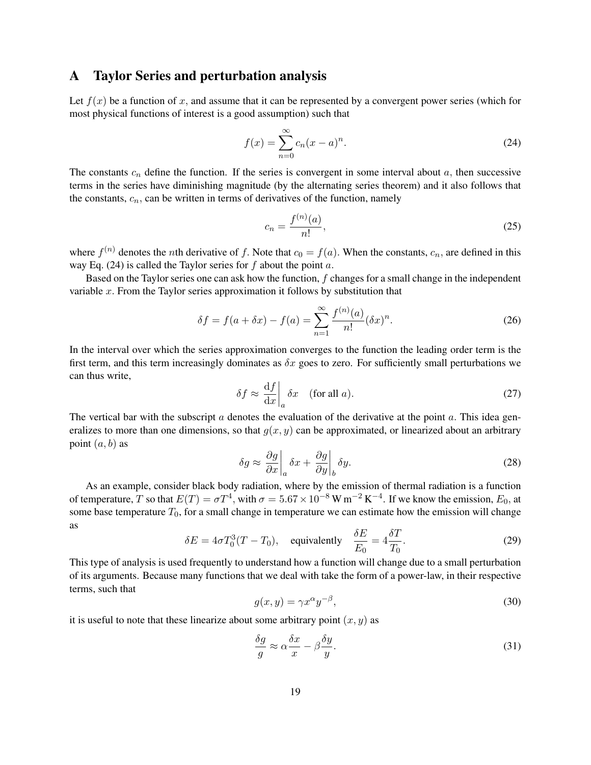# A Taylor Series and perturbation analysis

Let $f(x)$ be a function of $x$, and assume that it can be represented by a convergent power series (which for most physical functions of interest is a good assumption) such that

$$f(x) = \sum_{n=0}^{\infty} c_n (x-a)^n. \tag{24}$$

The constants $c_n$ define the function. If the series is convergent in some interval about $a$, then successive terms in the series have diminishing magnitude (by the alternating series theorem) and it also follows that the constants, $c_n$, can be written in terms of derivatives of the function, namely

$$c_n = \frac{f^{(n)}(a)}{n!}, \tag{25}$$

where $f^{(n)}$ denotes the $n$th derivative of $f$. Note that $c_0 = f(a)$. When the constants, $c_n$, are defined in this way Eq. (24) is called the Taylor series for $f$ about the point $a$.

Based on the Taylor series one can ask how the function, $f$ changes for a small change in the independent variable $x$. From the Taylor series approximation it follows by substitution that

$$\delta f = f(a+\delta x) - f(a) = \sum_{n=1}^{\infty} \frac{f^{(n)}(a)}{n!}(\delta x)^n. \tag{26}$$

In the interval over which the series approximation converges to the function the leading order term is the first term, and this term increasingly dominates as $\delta x$ goes to zero. For sufficiently small perturbations we can thus write,

$$\delta f \approx \left.\frac{\mathrm{d}f}{\mathrm{d}x}\right|_a \delta x \quad \text{(for all } a\text{)}. \tag{27}$$

The vertical bar with the subscript $a$ denotes the evaluation of the derivative at the point $a$. This idea generalizes to more than one dimensions, so that $g(x,y)$ can be approximated, or linearized about an arbitrary point $(a,b)$ as

$$\delta g \approx \left.\frac{\partial g}{\partial x}\right|_a \delta x + \left.\frac{\partial g}{\partial y}\right|_b \delta y. \tag{28}$$

As an example, consider black body radiation, where by the emission of thermal radiation is a function of temperature, $T$ so that $E(T) = \sigma T^4$, with $\sigma = 5.67 \times 10^{-8}\,\mathrm{W\,m^{-2}\,K^{-4}}$. If we know the emission, $E_0$, at some base temperature $T_0$, for a small change in temperature we can estimate how the emission will change as

$$\delta E = 4\sigma T_0^3 (T - T_0), \quad \text{equivalently} \quad \frac{\delta E}{E_0} = 4\frac{\delta T}{T_0}. \tag{29}$$

This type of analysis is used frequently to understand how a function will change due to a small perturbation of its arguments. Because many functions that we deal with take the form of a power-law, in their respective terms, such that

$$g(x,y) = \gamma x^{\alpha} y^{-\beta}, \tag{30}$$

it is useful to note that these linearize about some arbitrary point $(x,y)$ as

$$\frac{\delta g}{g} \approx \alpha \frac{\delta x}{x} - \beta \frac{\delta y}{y}. \tag{31}$$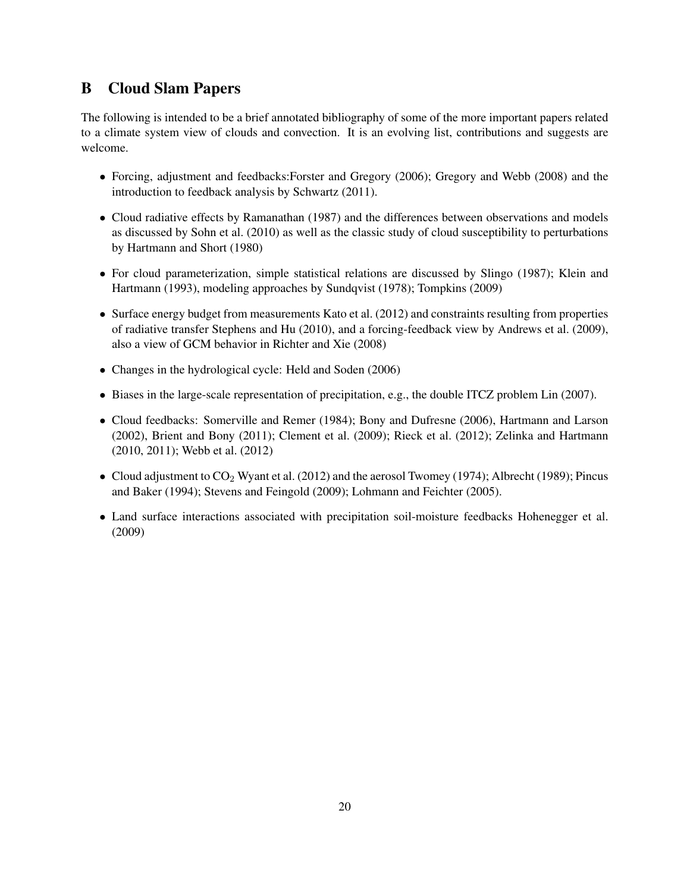## B Cloud Slam Papers

The following is intended to be a brief annotated bibliography of some of the more important papers related to a climate system view of clouds and convection. It is an evolving list, contributions and suggests are welcome.

- Forcing, adjustment and feedbacks:Forster and Gregory (2006); Gregory and Webb (2008) and the introduction to feedback analysis by Schwartz (2011).
- Cloud radiative effects by Ramanathan (1987) and the differences between observations and models as discussed by Sohn et al. (2010) as well as the classic study of cloud susceptibility to perturbations by Hartmann and Short (1980)
- For cloud parameterization, simple statistical relations are discussed by Slingo (1987); Klein and Hartmann (1993), modeling approaches by Sundqvist (1978); Tompkins (2009)
- Surface energy budget from measurements Kato et al. (2012) and constraints resulting from properties of radiative transfer Stephens and Hu (2010), and a forcing-feedback view by Andrews et al. (2009), also a view of GCM behavior in Richter and Xie (2008)
- Changes in the hydrological cycle: Held and Soden (2006)
- Biases in the large-scale representation of precipitation, e.g., the double ITCZ problem Lin (2007).
- Cloud feedbacks: Somerville and Remer (1984); Bony and Dufresne (2006), Hartmann and Larson (2002), Brient and Bony (2011); Clement et al. (2009); Rieck et al. (2012); Zelinka and Hartmann (2010, 2011); Webb et al. (2012)
- Cloud adjustment to $CO_2$ Wyant et al. (2012) and the aerosol Twomey (1974); Albrecht (1989); Pincus and Baker (1994); Stevens and Feingold (2009); Lohmann and Feichter (2005).
- Land surface interactions associated with precipitation soil-moisture feedbacks Hohenegger et al. (2009)